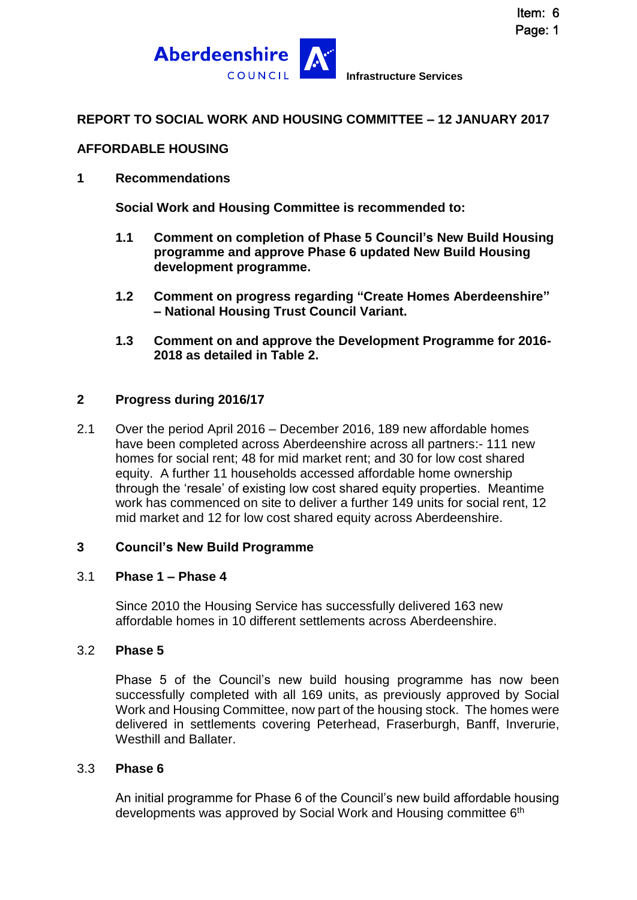Item: 6
Page: 1

**Aberdeenshire COUNCIL** Infrastructure Services

## REPORT TO SOCIAL WORK AND HOUSING COMMITTEE – 12 JANUARY 2017

## AFFORDABLE HOUSING

### 1 Recommendations

**Social Work and Housing Committee is recommended to:**

**1.1 Comment on completion of Phase 5 Council's New Build Housing programme and approve Phase 6 updated New Build Housing development programme.**

**1.2 Comment on progress regarding "Create Homes Aberdeenshire" – National Housing Trust Council Variant.**

**1.3 Comment on and approve the Development Programme for 2016-2018 as detailed in Table 2.**

### 2 Progress during 2016/17

2.1 Over the period April 2016 – December 2016, 189 new affordable homes have been completed across Aberdeenshire across all partners:- 111 new homes for social rent; 48 for mid market rent; and 30 for low cost shared equity. A further 11 households accessed affordable home ownership through the 'resale' of existing low cost shared equity properties. Meantime work has commenced on site to deliver a further 149 units for social rent, 12 mid market and 12 for low cost shared equity across Aberdeenshire.

### 3 Council's New Build Programme

3.1 **Phase 1 – Phase 4**

Since 2010 the Housing Service has successfully delivered 163 new affordable homes in 10 different settlements across Aberdeenshire.

3.2 **Phase 5**

Phase 5 of the Council's new build housing programme has now been successfully completed with all 169 units, as previously approved by Social Work and Housing Committee, now part of the housing stock. The homes were delivered in settlements covering Peterhead, Fraserburgh, Banff, Inverurie, Westhill and Ballater.

3.3 **Phase 6**

An initial programme for Phase 6 of the Council's new build affordable housing developments was approved by Social Work and Housing committee 6th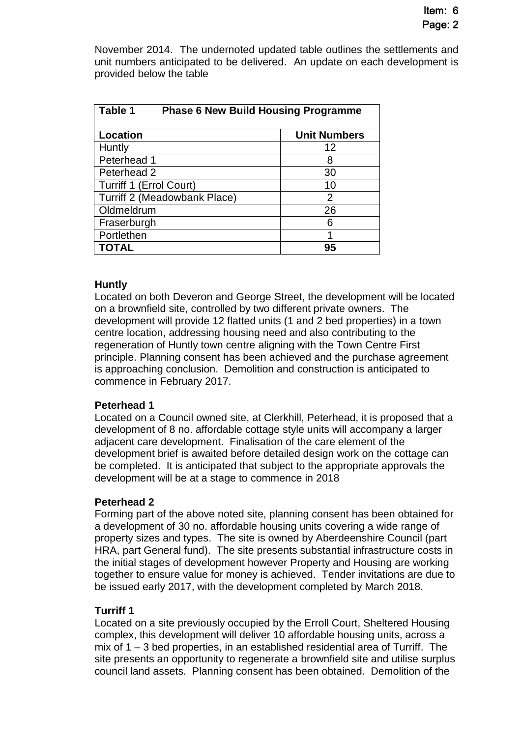November 2014. The undernoted updated table outlines the settlements and unit numbers anticipated to be delivered. An update on each development is provided below the table

| **Table 1 Phase 6 New Build Housing Programme** | |
|---|---|
| **Location** | **Unit Numbers** |
| Huntly | 12 |
| Peterhead 1 | 8 |
| Peterhead 2 | 30 |
| Turriff 1 (Errol Court) | 10 |
| Turriff 2 (Meadowbank Place) | 2 |
| Oldmeldrum | 26 |
| Fraserburgh | 6 |
| Portlethen | 1 |
| **TOTAL** | **95** |

**Huntly**
Located on both Deveron and George Street, the development will be located on a brownfield site, controlled by two different private owners. The development will provide 12 flatted units (1 and 2 bed properties) in a town centre location, addressing housing need and also contributing to the regeneration of Huntly town centre aligning with the Town Centre First principle. Planning consent has been achieved and the purchase agreement is approaching conclusion. Demolition and construction is anticipated to commence in February 2017.

**Peterhead 1**
Located on a Council owned site, at Clerkhill, Peterhead, it is proposed that a development of 8 no. affordable cottage style units will accompany a larger adjacent care development. Finalisation of the care element of the development brief is awaited before detailed design work on the cottage can be completed. It is anticipated that subject to the appropriate approvals the development will be at a stage to commence in 2018

**Peterhead 2**
Forming part of the above noted site, planning consent has been obtained for a development of 30 no. affordable housing units covering a wide range of property sizes and types. The site is owned by Aberdeenshire Council (part HRA, part General fund). The site presents substantial infrastructure costs in the initial stages of development however Property and Housing are working together to ensure value for money is achieved. Tender invitations are due to be issued early 2017, with the development completed by March 2018.

**Turriff 1**
Located on a site previously occupied by the Erroll Court, Sheltered Housing complex, this development will deliver 10 affordable housing units, across a mix of 1 – 3 bed properties, in an established residential area of Turriff. The site presents an opportunity to regenerate a brownfield site and utilise surplus council land assets. Planning consent has been obtained. Demolition of the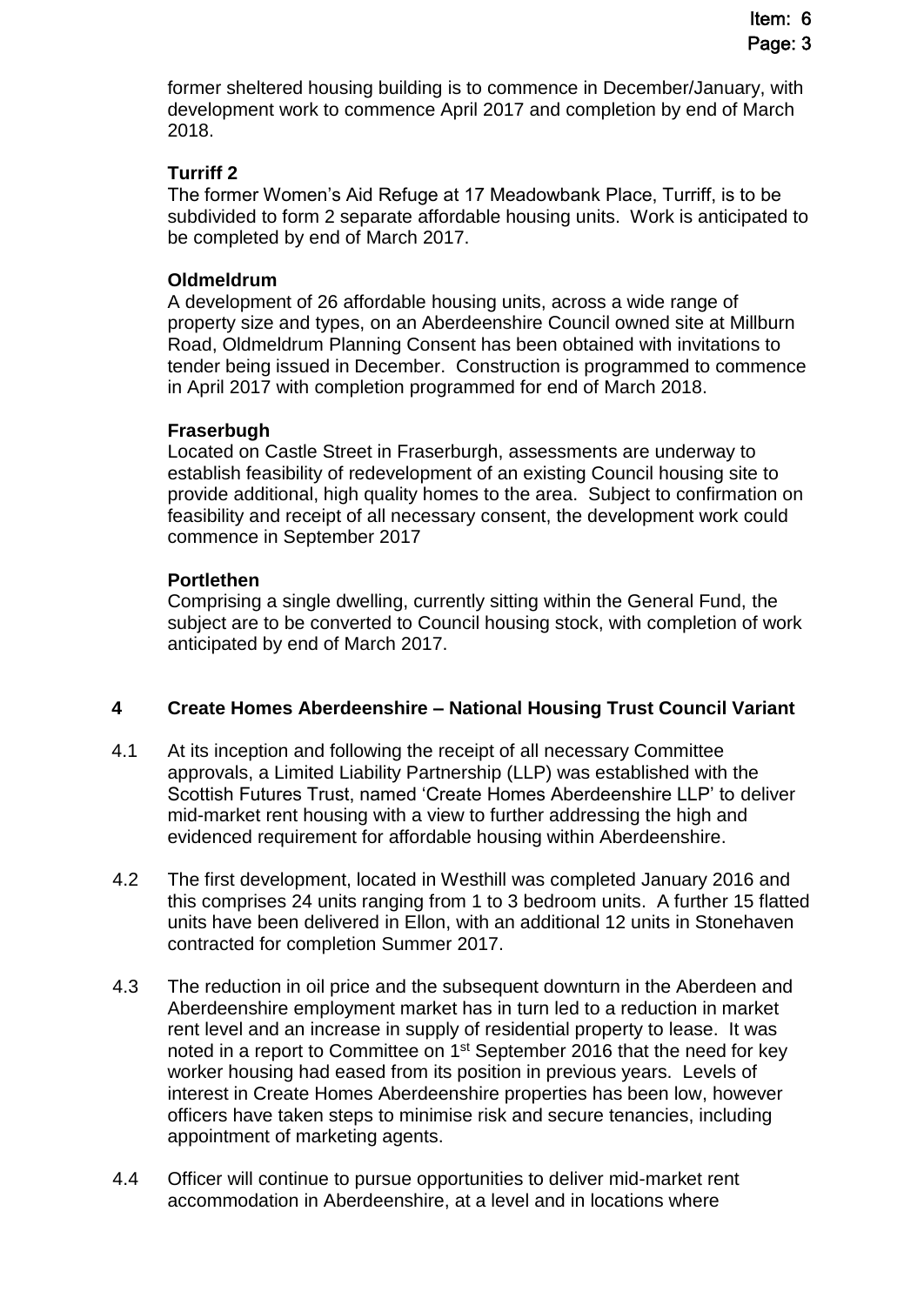former sheltered housing building is to commence in December/January, with development work to commence April 2017 and completion by end of March 2018.

**Turriff 2**

The former Women's Aid Refuge at 17 Meadowbank Place, Turriff, is to be subdivided to form 2 separate affordable housing units. Work is anticipated to be completed by end of March 2017.

**Oldmeldrum**

A development of 26 affordable housing units, across a wide range of property size and types, on an Aberdeenshire Council owned site at Millburn Road, Oldmeldrum Planning Consent has been obtained with invitations to tender being issued in December. Construction is programmed to commence in April 2017 with completion programmed for end of March 2018.

**Fraserbugh**

Located on Castle Street in Fraserburgh, assessments are underway to establish feasibility of redevelopment of an existing Council housing site to provide additional, high quality homes to the area. Subject to confirmation on feasibility and receipt of all necessary consent, the development work could commence in September 2017

**Portlethen**

Comprising a single dwelling, currently sitting within the General Fund, the subject are to be converted to Council housing stock, with completion of work anticipated by end of March 2017.

## 4 Create Homes Aberdeenshire – National Housing Trust Council Variant

4.1 At its inception and following the receipt of all necessary Committee approvals, a Limited Liability Partnership (LLP) was established with the Scottish Futures Trust, named 'Create Homes Aberdeenshire LLP' to deliver mid-market rent housing with a view to further addressing the high and evidenced requirement for affordable housing within Aberdeenshire.

4.2 The first development, located in Westhill was completed January 2016 and this comprises 24 units ranging from 1 to 3 bedroom units. A further 15 flatted units have been delivered in Ellon, with an additional 12 units in Stonehaven contracted for completion Summer 2017.

4.3 The reduction in oil price and the subsequent downturn in the Aberdeen and Aberdeenshire employment market has in turn led to a reduction in market rent level and an increase in supply of residential property to lease. It was noted in a report to Committee on 1st September 2016 that the need for key worker housing had eased from its position in previous years. Levels of interest in Create Homes Aberdeenshire properties has been low, however officers have taken steps to minimise risk and secure tenancies, including appointment of marketing agents.

4.4 Officer will continue to pursue opportunities to deliver mid-market rent accommodation in Aberdeenshire, at a level and in locations where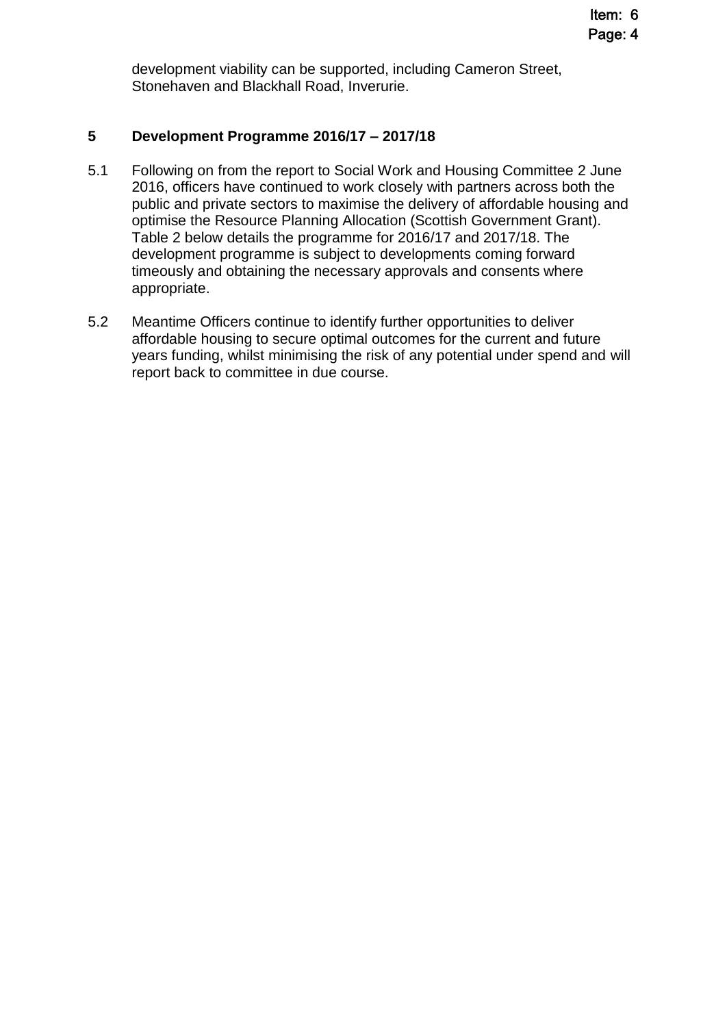development viability can be supported, including Cameron Street, Stonehaven and Blackhall Road, Inverurie.

## 5 Development Programme 2016/17 – 2017/18

5.1 Following on from the report to Social Work and Housing Committee 2 June 2016, officers have continued to work closely with partners across both the public and private sectors to maximise the delivery of affordable housing and optimise the Resource Planning Allocation (Scottish Government Grant). Table 2 below details the programme for 2016/17 and 2017/18. The development programme is subject to developments coming forward timeously and obtaining the necessary approvals and consents where appropriate.

5.2 Meantime Officers continue to identify further opportunities to deliver affordable housing to secure optimal outcomes for the current and future years funding, whilst minimising the risk of any potential under spend and will report back to committee in due course.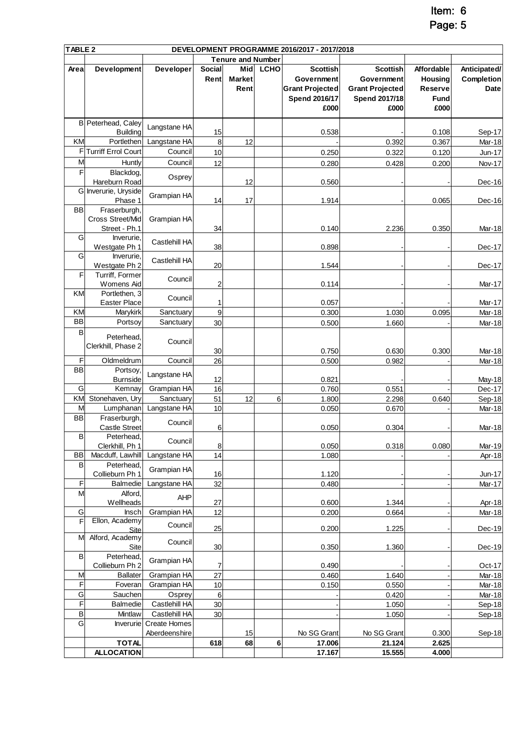Item: 6
Page: 5

| TABLE 2 | | | DEVELOPMENT PROGRAMME 2016/2017 - 2017/2018 | | | | | | |
|---|---|---|---|---|---|---|---|---|---|
| | | | Tenure and Number | | | | | | |
| Area | Development | Developer | Social Rent | Mid Market Rent | LCHO | Scottish Government Grant Projected Spend 2016/17 £000 | Scottish Government Grant Projected Spend 2017/18 £000 | Affordable Housing Reserve Fund £000 | Anticipated/ Completion Date |
| B | Peterhead, Caley Building | Langstane HA | 15 | | | 0.538 | - | 0.108 | Sep-17 |
| KM | Portlethen | Langstane HA | 8 | 12 | | - | 0.392 | 0.367 | Mar-18 |
| F | Turriff Errol Court | Council | 10 | | | 0.250 | 0.322 | 0.120 | Jun-17 |
| M | Huntly | Council | 12 | | | 0.280 | 0.428 | 0.200 | Nov-17 |
| F | Blackdog, Hareburn Road | Osprey | | 12 | | 0.560 | - | - | Dec-16 |
| G | Inverurie, Uryside Phase 1 | Grampian HA | 14 | 17 | | 1.914 | - | 0.065 | Dec-16 |
| BB | Fraserburgh, Cross Street/Mid Street - Ph.1 | Grampian HA | 34 | | | 0.140 | 2.236 | 0.350 | Mar-18 |
| G | Inverurie, Westgate Ph 1 | Castlehill HA | 38 | | | 0.898 | - | - | Dec-17 |
| G | Inverurie, Westgate Ph 2 | Castlehill HA | 20 | | | 1.544 | - | - | Dec-17 |
| F | Turriff, Former Womens Aid | Council | 2 | | | 0.114 | - | - | Mar-17 |
| KM | Portlethen, 3 Easter Place | Council | 1 | | | 0.057 | - | - | Mar-17 |
| KM | Marykirk | Sanctuary | 9 | | | 0.300 | 1.030 | 0.095 | Mar-18 |
| BB | Portsoy | Sanctuary | 30 | | | 0.500 | 1.660 | - | Mar-18 |
| B | Peterhead, Clerkhill, Phase 2 | Council | 30 | | | 0.750 | 0.630 | 0.300 | Mar-18 |
| F | Oldmeldrum | Council | 26 | | | 0.500 | 0.982 | - | Mar-18 |
| BB | Portsoy, Burnside | Langstane HA | 12 | | | 0.821 | - | - | May-18 |
| G | Kemnay | Grampian HA | 16 | | | 0.760 | 0.551 | - | Dec-17 |
| KM | Stonehaven, Ury | Sanctuary | 51 | 12 | 6 | 1.800 | 2.298 | 0.640 | Sep-18 |
| M | Lumphanan | Langstane HA | 10 | | | 0.050 | 0.670 | - | Mar-18 |
| BB | Fraserburgh, Castle Street | Council | 6 | | | 0.050 | 0.304 | - | Mar-18 |
| B | Peterhead, Clerkhill, Ph 1 | Council | 8 | | | 0.050 | 0.318 | 0.080 | Mar-19 |
| BB | Macduff, Lawhill | Langstane HA | 14 | | | 1.080 | - | - | Apr-18 |
| B | Peterhead, Collieburn Ph 1 | Grampian HA | 16 | | | 1.120 | - | - | Jun-17 |
| F | Balmedie | Langstane HA | 32 | | | 0.480 | - | - | Mar-17 |
| M | Alford, Wellheads | AHP | 27 | | | 0.600 | 1.344 | - | Apr-18 |
| G | Insch | Grampian HA | 12 | | | 0.200 | 0.664 | - | Mar-18 |
| F | Ellon, Academy Site | Council | 25 | | | 0.200 | 1.225 | - | Dec-19 |
| M | Alford, Academy Site | Council | 30 | | | 0.350 | 1.360 | - | Dec-19 |
| B | Peterhead, Collieburn Ph 2 | Grampian HA | 7 | | | 0.490 | - | - | Oct-17 |
| M | Ballater | Grampian HA | 27 | | | 0.460 | 1.640 | - | Mar-18 |
| F | Foveran | Grampian HA | 10 | | | 0.150 | 0.550 | - | Mar-18 |
| G | Sauchen | Osprey | 6 | | | - | 0.420 | - | Mar-18 |
| F | Balmedie | Castlehill HA | 30 | | | - | 1.050 | - | Sep-18 |
| B | Mintlaw | Castlehill HA | 30 | | | - | 1.050 | - | Sep-18 |
| G | Inverurie | Create Homes Aberdeenshire | | 15 | | No SG Grant | No SG Grant | 0.300 | Sep-18 |
| | **TOTAL** | | **618** | **68** | **6** | **17.006** | **21.124** | **2.625** | |
| | **ALLOCATION** | | | | | **17.167** | **15.555** | **4.000** | |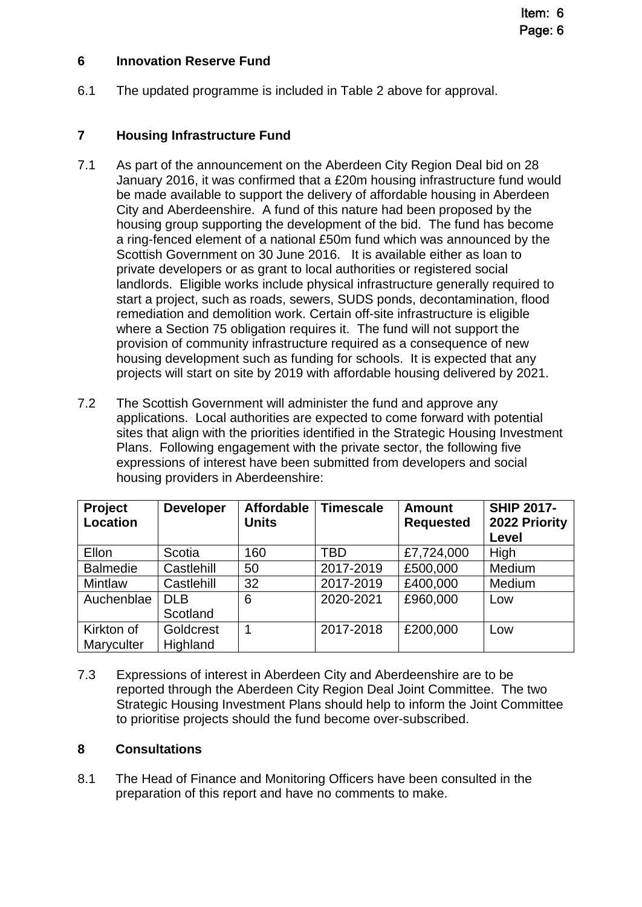## 6 Innovation Reserve Fund

6.1 The updated programme is included in Table 2 above for approval.

## 7 Housing Infrastructure Fund

7.1 As part of the announcement on the Aberdeen City Region Deal bid on 28 January 2016, it was confirmed that a £20m housing infrastructure fund would be made available to support the delivery of affordable housing in Aberdeen City and Aberdeenshire. A fund of this nature had been proposed by the housing group supporting the development of the bid. The fund has become a ring-fenced element of a national £50m fund which was announced by the Scottish Government on 30 June 2016. It is available either as loan to private developers or as grant to local authorities or registered social landlords. Eligible works include physical infrastructure generally required to start a project, such as roads, sewers, SUDS ponds, decontamination, flood remediation and demolition work. Certain off-site infrastructure is eligible where a Section 75 obligation requires it. The fund will not support the provision of community infrastructure required as a consequence of new housing development such as funding for schools. It is expected that any projects will start on site by 2019 with affordable housing delivered by 2021.

7.2 The Scottish Government will administer the fund and approve any applications. Local authorities are expected to come forward with potential sites that align with the priorities identified in the Strategic Housing Investment Plans. Following engagement with the private sector, the following five expressions of interest have been submitted from developers and social housing providers in Aberdeenshire:

| Project Location | Developer | Affordable Units | Timescale | Amount Requested | SHIP 2017-2022 Priority Level |
|---|---|---|---|---|---|
| Ellon | Scotia | 160 | TBD | £7,724,000 | High |
| Balmedie | Castlehill | 50 | 2017-2019 | £500,000 | Medium |
| Mintlaw | Castlehill | 32 | 2017-2019 | £400,000 | Medium |
| Auchenblae | DLB Scotland | 6 | 2020-2021 | £960,000 | Low |
| Kirkton of Maryculter | Goldcrest Highland | 1 | 2017-2018 | £200,000 | Low |

7.3 Expressions of interest in Aberdeen City and Aberdeenshire are to be reported through the Aberdeen City Region Deal Joint Committee. The two Strategic Housing Investment Plans should help to inform the Joint Committee to prioritise projects should the fund become over-subscribed.

## 8 Consultations

8.1 The Head of Finance and Monitoring Officers have been consulted in the preparation of this report and have no comments to make.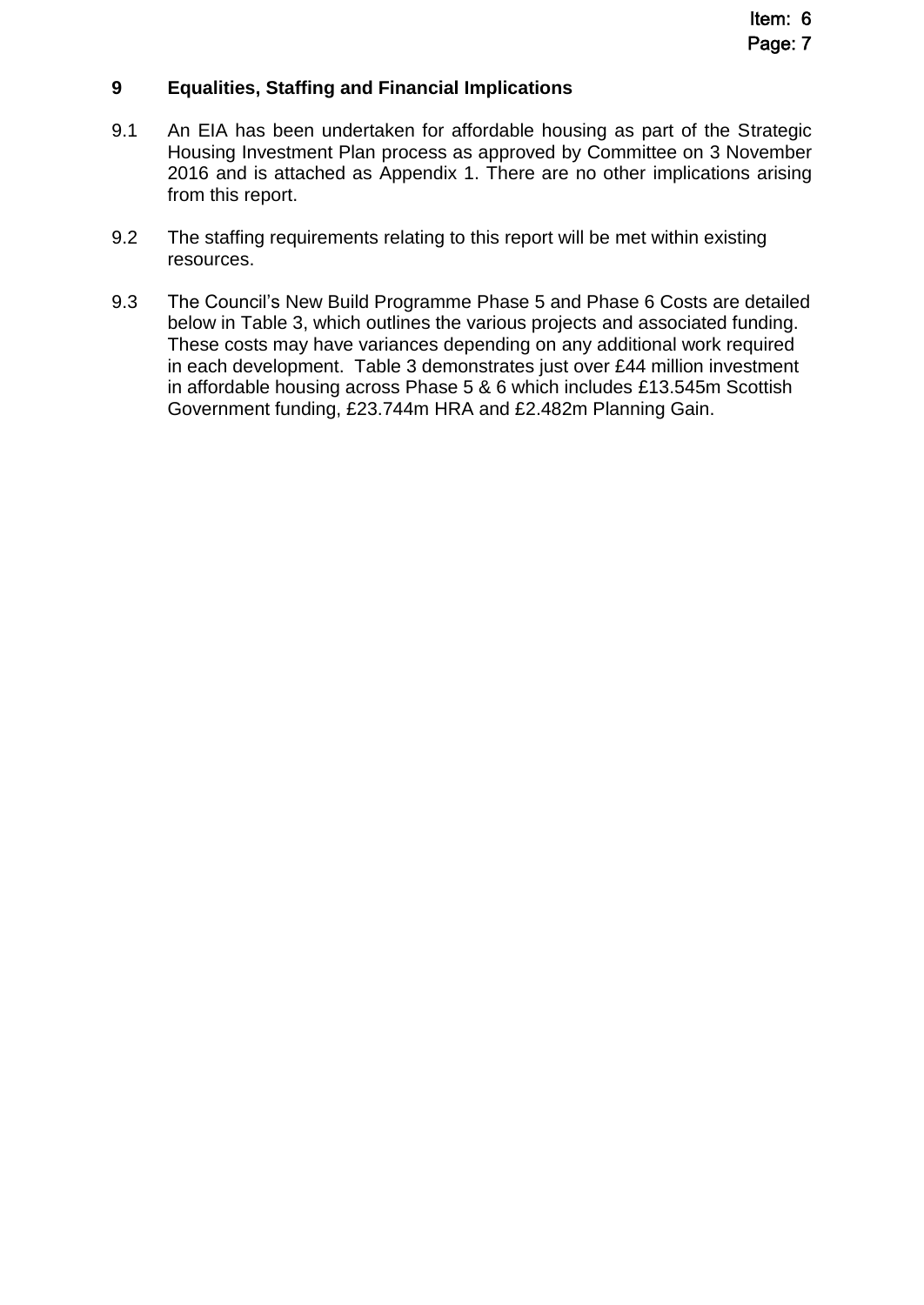## 9 Equalities, Staffing and Financial Implications

9.1 An EIA has been undertaken for affordable housing as part of the Strategic Housing Investment Plan process as approved by Committee on 3 November 2016 and is attached as Appendix 1. There are no other implications arising from this report.

9.2 The staffing requirements relating to this report will be met within existing resources.

9.3 The Council's New Build Programme Phase 5 and Phase 6 Costs are detailed below in Table 3, which outlines the various projects and associated funding. These costs may have variances depending on any additional work required in each development. Table 3 demonstrates just over £44 million investment in affordable housing across Phase 5 & 6 which includes £13.545m Scottish Government funding, £23.744m HRA and £2.482m Planning Gain.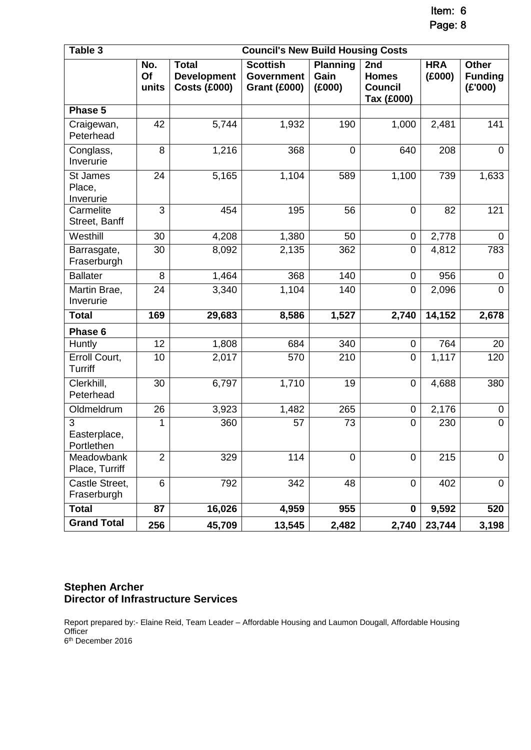| Table 3 | Council's New Build Housing Costs | | | | | | |
|---|---|---|---|---|---|---|---|
| | **No. Of units** | **Total Development Costs (£000)** | **Scottish Government Grant (£000)** | **Planning Gain (£000)** | **2nd Homes Council Tax (£000)** | **HRA (£000)** | **Other Funding (£'000)** |
| **Phase 5** | | | | | | | |
| Craigewan, Peterhead | 42 | 5,744 | 1,932 | 190 | 1,000 | 2,481 | 141 |
| Conglass, Inverurie | 8 | 1,216 | 368 | 0 | 640 | 208 | 0 |
| St James Place, Inverurie | 24 | 5,165 | 1,104 | 589 | 1,100 | 739 | 1,633 |
| Carmelite Street, Banff | 3 | 454 | 195 | 56 | 0 | 82 | 121 |
| Westhill | 30 | 4,208 | 1,380 | 50 | 0 | 2,778 | 0 |
| Barrasgate, Fraserburgh | 30 | 8,092 | 2,135 | 362 | 0 | 4,812 | 783 |
| Ballater | 8 | 1,464 | 368 | 140 | 0 | 956 | 0 |
| Martin Brae, Inverurie | 24 | 3,340 | 1,104 | 140 | 0 | 2,096 | 0 |
| **Total** | **169** | **29,683** | **8,586** | **1,527** | **2,740** | **14,152** | **2,678** |
| **Phase 6** | | | | | | | |
| Huntly | 12 | 1,808 | 684 | 340 | 0 | 764 | 20 |
| Erroll Court, Turriff | 10 | 2,017 | 570 | 210 | 0 | 1,117 | 120 |
| Clerkhill, Peterhead | 30 | 6,797 | 1,710 | 19 | 0 | 4,688 | 380 |
| Oldmeldrum | 26 | 3,923 | 1,482 | 265 | 0 | 2,176 | 0 |
| 3 Easterplace, Portlethen | 1 | 360 | 57 | 73 | 0 | 230 | 0 |
| Meadowbank Place, Turriff | 2 | 329 | 114 | 0 | 0 | 215 | 0 |
| Castle Street, Fraserburgh | 6 | 792 | 342 | 48 | 0 | 402 | 0 |
| **Total** | **87** | **16,026** | **4,959** | **955** | **0** | **9,592** | **520** |
| **Grand Total** | **256** | **45,709** | **13,545** | **2,482** | **2,740** | **23,744** | **3,198** |

**Stephen Archer**
**Director of Infrastructure Services**

Report prepared by:- Elaine Reid, Team Leader – Affordable Housing and Laumon Dougall, Affordable Housing Officer
6th December 2016